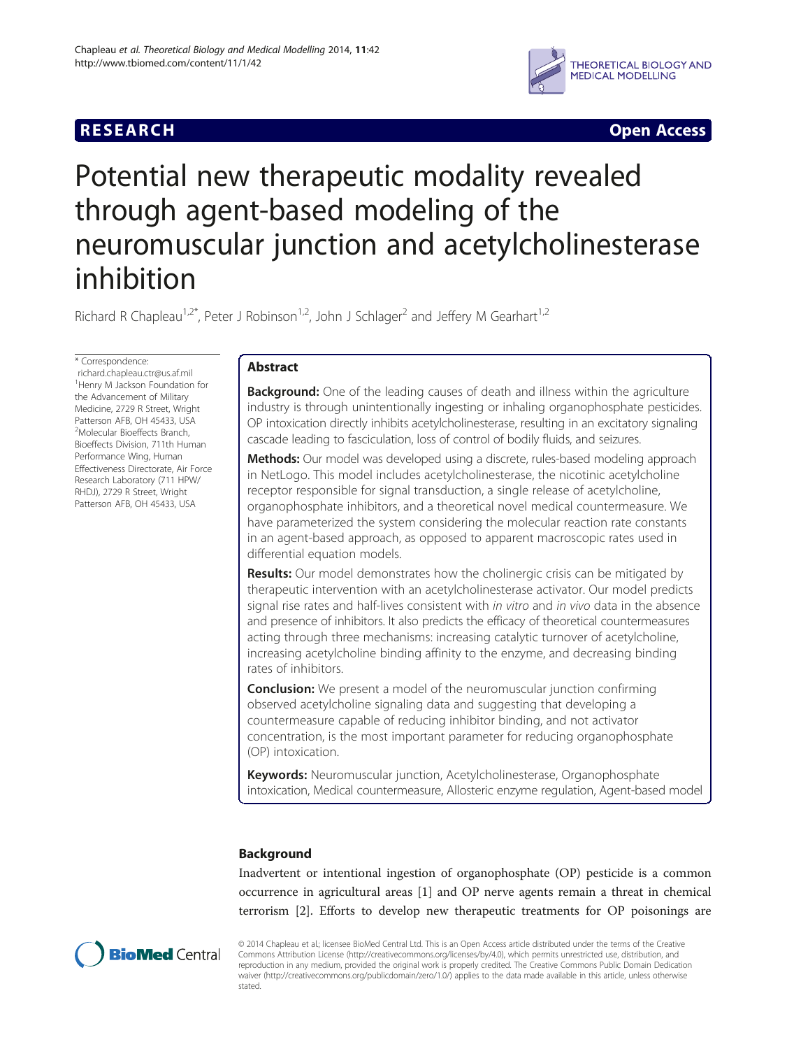RESEARCH Open Access

# Potential new therapeutic modality revealed through agent-based modeling of the neuromuscular junction and acetylcholinesterase inhibition

Richard R Chapleau[1,2*], Peter J Robinson[1,2], John J Schlager[2] and Jeffery M Gearhart[1,2]

\* Correspondence: richard.chapleau.ctr@us.af.mil
[1]Henry M Jackson Foundation for the Advancement of Military Medicine, 2729 R Street, Wright Patterson AFB, OH 45433, USA
[2]Molecular Bioeffects Branch, Bioeffects Division, 711th Human Performance Wing, Human Effectiveness Directorate, Air Force Research Laboratory (711 HPW/RHDJ), 2729 R Street, Wright Patterson AFB, OH 45433, USA

## Abstract

**Background:** One of the leading causes of death and illness within the agriculture industry is through unintentionally ingesting or inhaling organophosphate pesticides. OP intoxication directly inhibits acetylcholinesterase, resulting in an excitatory signaling cascade leading to fasciculation, loss of control of bodily fluids, and seizures.

**Methods:** Our model was developed using a discrete, rules-based modeling approach in NetLogo. This model includes acetylcholinesterase, the nicotinic acetylcholine receptor responsible for signal transduction, a single release of acetylcholine, organophosphate inhibitors, and a theoretical novel medical countermeasure. We have parameterized the system considering the molecular reaction rate constants in an agent-based approach, as opposed to apparent macroscopic rates used in differential equation models.

**Results:** Our model demonstrates how the cholinergic crisis can be mitigated by therapeutic intervention with an acetylcholinesterase activator. Our model predicts signal rise rates and half-lives consistent with *in vitro* and *in vivo* data in the absence and presence of inhibitors. It also predicts the efficacy of theoretical countermeasures acting through three mechanisms: increasing catalytic turnover of acetylcholine, increasing acetylcholine binding affinity to the enzyme, and decreasing binding rates of inhibitors.

**Conclusion:** We present a model of the neuromuscular junction confirming observed acetylcholine signaling data and suggesting that developing a countermeasure capable of reducing inhibitor binding, and not activator concentration, is the most important parameter for reducing organophosphate (OP) intoxication.

**Keywords:** Neuromuscular junction, Acetylcholinesterase, Organophosphate intoxication, Medical countermeasure, Allosteric enzyme regulation, Agent-based model

## Background

Inadvertent or intentional ingestion of organophosphate (OP) pesticide is a common occurrence in agricultural areas [1] and OP nerve agents remain a threat in chemical terrorism [2]. Efforts to develop new therapeutic treatments for OP poisonings are

© 2014 Chapleau et al.; licensee BioMed Central Ltd. This is an Open Access article distributed under the terms of the Creative Commons Attribution License (http://creativecommons.org/licenses/by/4.0), which permits unrestricted use, distribution, and reproduction in any medium, provided the original work is properly credited. The Creative Commons Public Domain Dedication waiver (http://creativecommons.org/publicdomain/zero/1.0/) applies to the data made available in this article, unless otherwise stated.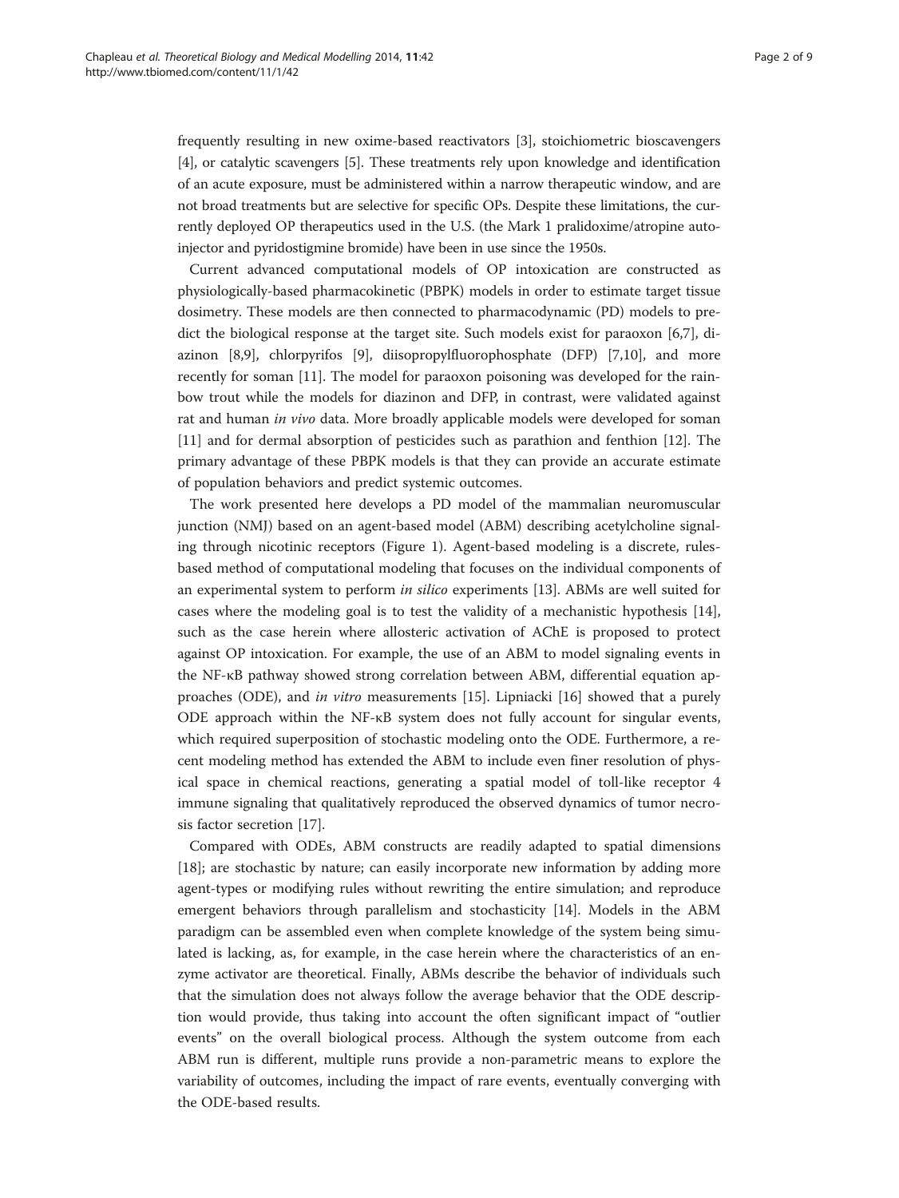frequently resulting in new oxime-based reactivators [3], stoichiometric bioscavengers [4], or catalytic scavengers [5]. These treatments rely upon knowledge and identification of an acute exposure, must be administered within a narrow therapeutic window, and are not broad treatments but are selective for specific OPs. Despite these limitations, the currently deployed OP therapeutics used in the U.S. (the Mark 1 pralidoxime/atropine autoinjector and pyridostigmine bromide) have been in use since the 1950s.

Current advanced computational models of OP intoxication are constructed as physiologically-based pharmacokinetic (PBPK) models in order to estimate target tissue dosimetry. These models are then connected to pharmacodynamic (PD) models to predict the biological response at the target site. Such models exist for paraoxon [6,7], diazinon [8,9], chlorpyrifos [9], diisopropylfluorophosphate (DFP) [7,10], and more recently for soman [11]. The model for paraoxon poisoning was developed for the rainbow trout while the models for diazinon and DFP, in contrast, were validated against rat and human *in vivo* data. More broadly applicable models were developed for soman [11] and for dermal absorption of pesticides such as parathion and fenthion [12]. The primary advantage of these PBPK models is that they can provide an accurate estimate of population behaviors and predict systemic outcomes.

The work presented here develops a PD model of the mammalian neuromuscular junction (NMJ) based on an agent-based model (ABM) describing acetylcholine signaling through nicotinic receptors (Figure 1). Agent-based modeling is a discrete, rules-based method of computational modeling that focuses on the individual components of an experimental system to perform *in silico* experiments [13]. ABMs are well suited for cases where the modeling goal is to test the validity of a mechanistic hypothesis [14], such as the case herein where allosteric activation of AChE is proposed to protect against OP intoxication. For example, the use of an ABM to model signaling events in the NF-κB pathway showed strong correlation between ABM, differential equation approaches (ODE), and *in vitro* measurements [15]. Lipniacki [16] showed that a purely ODE approach within the NF-κB system does not fully account for singular events, which required superposition of stochastic modeling onto the ODE. Furthermore, a recent modeling method has extended the ABM to include even finer resolution of physical space in chemical reactions, generating a spatial model of toll-like receptor 4 immune signaling that qualitatively reproduced the observed dynamics of tumor necrosis factor secretion [17].

Compared with ODEs, ABM constructs are readily adapted to spatial dimensions [18]; are stochastic by nature; can easily incorporate new information by adding more agent-types or modifying rules without rewriting the entire simulation; and reproduce emergent behaviors through parallelism and stochasticity [14]. Models in the ABM paradigm can be assembled even when complete knowledge of the system being simulated is lacking, as, for example, in the case herein where the characteristics of an enzyme activator are theoretical. Finally, ABMs describe the behavior of individuals such that the simulation does not always follow the average behavior that the ODE description would provide, thus taking into account the often significant impact of "outlier events" on the overall biological process. Although the system outcome from each ABM run is different, multiple runs provide a non-parametric means to explore the variability of outcomes, including the impact of rare events, eventually converging with the ODE-based results.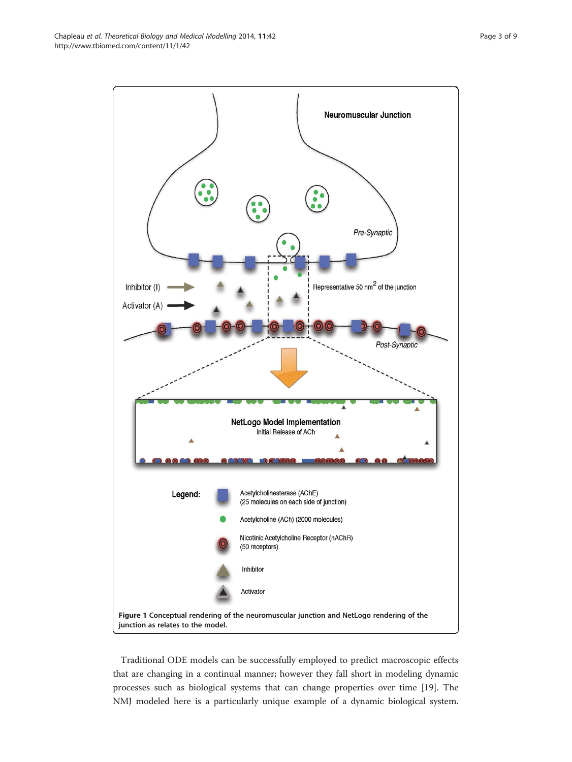Neuromuscular Junction

Pre-Synaptic

Inhibitor (I)

Activator (A)

Representative 50 nm$^2$ of the junction

Post-Synaptic

NetLogo Model Implementation

Initial Release of ACh

Legend:

Acetylcholinesterase (AChE) (25 molecules on each side of junction)

Acetylcholine (ACh) (2000 molecules)

Nicotinic Acetylcholine Receptor (nAChR) (50 receptors)

Inhibitor

Activator

**Figure 1 Conceptual rendering of the neuromuscular junction and NetLogo rendering of the junction as relates to the model.**

Traditional ODE models can be successfully employed to predict macroscopic effects that are changing in a continual manner; however they fall short in modeling dynamic processes such as biological systems that can change properties over time [19]. The NMJ modeled here is a particularly unique example of a dynamic biological system.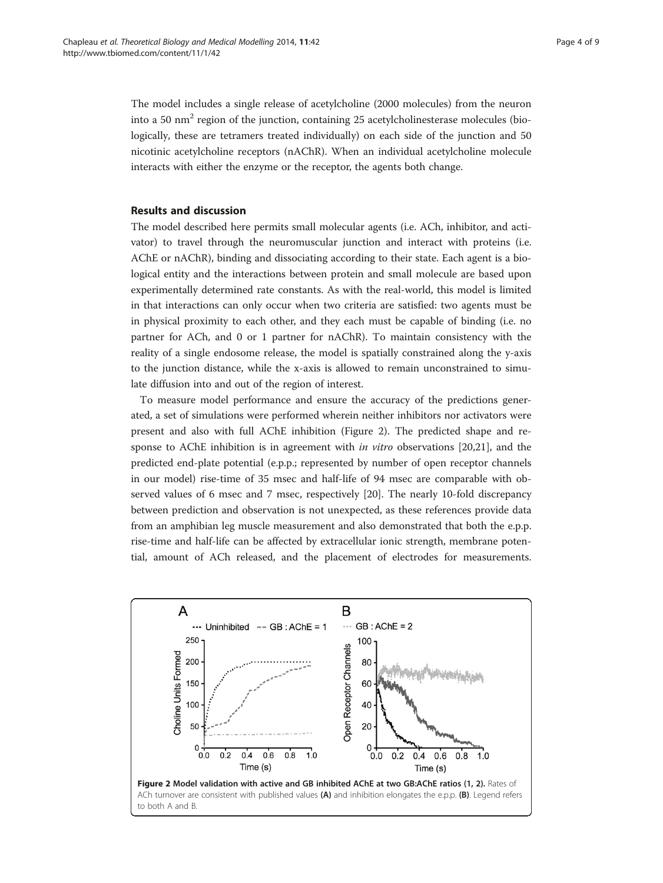The model includes a single release of acetylcholine (2000 molecules) from the neuron into a 50 nm$^2$ region of the junction, containing 25 acetylcholinesterase molecules (biologically, these are tetramers treated individually) on each side of the junction and 50 nicotinic acetylcholine receptors (nAChR). When an individual acetylcholine molecule interacts with either the enzyme or the receptor, the agents both change.

## Results and discussion

The model described here permits small molecular agents (i.e. ACh, inhibitor, and activator) to travel through the neuromuscular junction and interact with proteins (i.e. AChE or nAChR), binding and dissociating according to their state. Each agent is a biological entity and the interactions between protein and small molecule are based upon experimentally determined rate constants. As with the real-world, this model is limited in that interactions can only occur when two criteria are satisfied: two agents must be in physical proximity to each other, and they each must be capable of binding (i.e. no partner for ACh, and 0 or 1 partner for nAChR). To maintain consistency with the reality of a single endosome release, the model is spatially constrained along the y-axis to the junction distance, while the x-axis is allowed to remain unconstrained to simulate diffusion into and out of the region of interest.

To measure model performance and ensure the accuracy of the predictions generated, a set of simulations were performed wherein neither inhibitors nor activators were present and also with full AChE inhibition (Figure 2). The predicted shape and response to AChE inhibition is in agreement with *in vitro* observations [20,21], and the predicted end-plate potential (e.p.p.; represented by number of open receptor channels in our model) rise-time of 35 msec and half-life of 94 msec are comparable with observed values of 6 msec and 7 msec, respectively [20]. The nearly 10-fold discrepancy between prediction and observation is not unexpected, as these references provide data from an amphibian leg muscle measurement and also demonstrated that both the e.p.p. rise-time and half-life can be affected by extracellular ionic strength, membrane potential, amount of ACh released, and the placement of electrodes for measurements.

A
B
Uninhibited
GB : AChE = 1
GB : AChE = 2
Choline Units Formed
Open Receptor Channels
Time (s)
Time (s)

**Figure 2 Model validation with active and GB inhibited AChE at two GB:AChE ratios (1, 2).** Rates of ACh turnover are consistent with published values **(A)** and inhibition elongates the e.p.p. **(B)**. Legend refers to both A and B.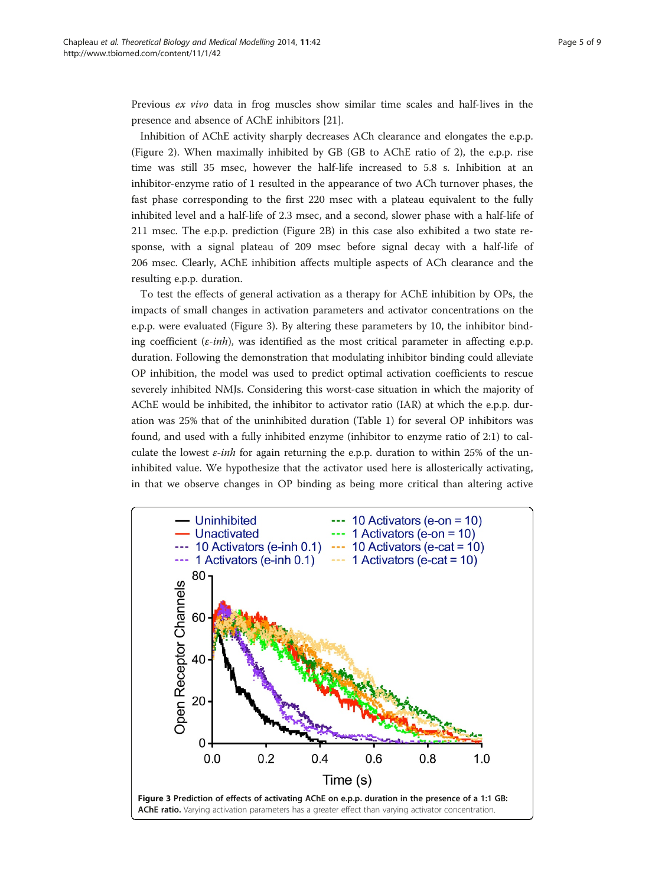Previous *ex vivo* data in frog muscles show similar time scales and half-lives in the presence and absence of AChE inhibitors [21].

Inhibition of AChE activity sharply decreases ACh clearance and elongates the e.p.p. (Figure 2). When maximally inhibited by GB (GB to AChE ratio of 2), the e.p.p. rise time was still 35 msec, however the half-life increased to 5.8 s. Inhibition at an inhibitor-enzyme ratio of 1 resulted in the appearance of two ACh turnover phases, the fast phase corresponding to the first 220 msec with a plateau equivalent to the fully inhibited level and a half-life of 2.3 msec, and a second, slower phase with a half-life of 211 msec. The e.p.p. prediction (Figure 2B) in this case also exhibited a two state response, with a signal plateau of 209 msec before signal decay with a half-life of 206 msec. Clearly, AChE inhibition affects multiple aspects of ACh clearance and the resulting e.p.p. duration.

To test the effects of general activation as a therapy for AChE inhibition by OPs, the impacts of small changes in activation parameters and activator concentrations on the e.p.p. were evaluated (Figure 3). By altering these parameters by 10, the inhibitor binding coefficient (*ε-inh*), was identified as the most critical parameter in affecting e.p.p. duration. Following the demonstration that modulating inhibitor binding could alleviate OP inhibition, the model was used to predict optimal activation coefficients to rescue severely inhibited NMJs. Considering this worst-case situation in which the majority of AChE would be inhibited, the inhibitor to activator ratio (IAR) at which the e.p.p. duration was 25% that of the uninhibited duration (Table 1) for several OP inhibitors was found, and used with a fully inhibited enzyme (inhibitor to enzyme ratio of 2:1) to calculate the lowest *ε-inh* for again returning the e.p.p. duration to within 25% of the uninhibited value. We hypothesize that the activator used here is allosterically activating, in that we observe changes in OP binding as being more critical than altering active

**Figure 3 Prediction of effects of activating AChE on e.p.p. duration in the presence of a 1:1 GB: AChE ratio.** Varying activation parameters has a greater effect than varying activator concentration.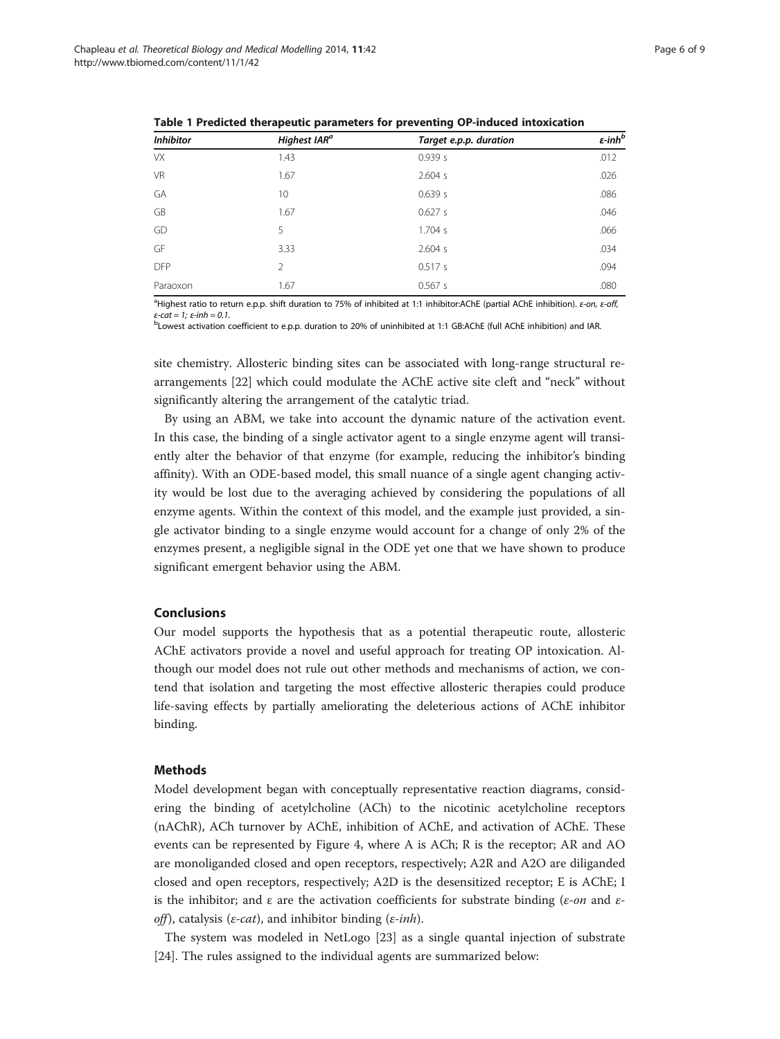**Table 1 Predicted therapeutic parameters for preventing OP-induced intoxication**

| *Inhibitor* | *Highest IAR*[a] | *Target e.p.p. duration* | *ε-inh*[b] |
|---|---|---|---|
| VX | 1.43 | 0.939 s | .012 |
| VR | 1.67 | 2.604 s | .026 |
| GA | 10 | 0.639 s | .086 |
| GB | 1.67 | 0.627 s | .046 |
| GD | 5 | 1.704 s | .066 |
| GF | 3.33 | 2.604 s | .034 |
| DFP | 2 | 0.517 s | .094 |
| Paraoxon | 1.67 | 0.567 s | .080 |

[a]Highest ratio to return e.p.p. shift duration to 75% of inhibited at 1:1 inhibitor:AChE (partial AChE inhibition). *ε-on, ε-off, ε-cat* = 1; *ε-inh* = 0.1.
[b]Lowest activation coefficient to e.p.p. duration to 20% of uninhibited at 1:1 GB:AChE (full AChE inhibition) and IAR.

site chemistry. Allosteric binding sites can be associated with long-range structural rearrangements [22] which could modulate the AChE active site cleft and "neck" without significantly altering the arrangement of the catalytic triad.

By using an ABM, we take into account the dynamic nature of the activation event. In this case, the binding of a single activator agent to a single enzyme agent will transiently alter the behavior of that enzyme (for example, reducing the inhibitor's binding affinity). With an ODE-based model, this small nuance of a single agent changing activity would be lost due to the averaging achieved by considering the populations of all enzyme agents. Within the context of this model, and the example just provided, a single activator binding to a single enzyme would account for a change of only 2% of the enzymes present, a negligible signal in the ODE yet one that we have shown to produce significant emergent behavior using the ABM.

## Conclusions

Our model supports the hypothesis that as a potential therapeutic route, allosteric AChE activators provide a novel and useful approach for treating OP intoxication. Although our model does not rule out other methods and mechanisms of action, we contend that isolation and targeting the most effective allosteric therapies could produce life-saving effects by partially ameliorating the deleterious actions of AChE inhibitor binding.

## Methods

Model development began with conceptually representative reaction diagrams, considering the binding of acetylcholine (ACh) to the nicotinic acetylcholine receptors (nAChR), ACh turnover by AChE, inhibition of AChE, and activation of AChE. These events can be represented by Figure 4, where A is ACh; R is the receptor; AR and AO are monoliganded closed and open receptors, respectively; A2R and A2O are diliganded closed and open receptors, respectively; A2D is the desensitized receptor; E is AChE; I is the inhibitor; and ε are the activation coefficients for substrate binding (*ε-on* and *ε-off*), catalysis (*ε-cat*), and inhibitor binding (*ε-inh*).

The system was modeled in NetLogo [23] as a single quantal injection of substrate [24]. The rules assigned to the individual agents are summarized below: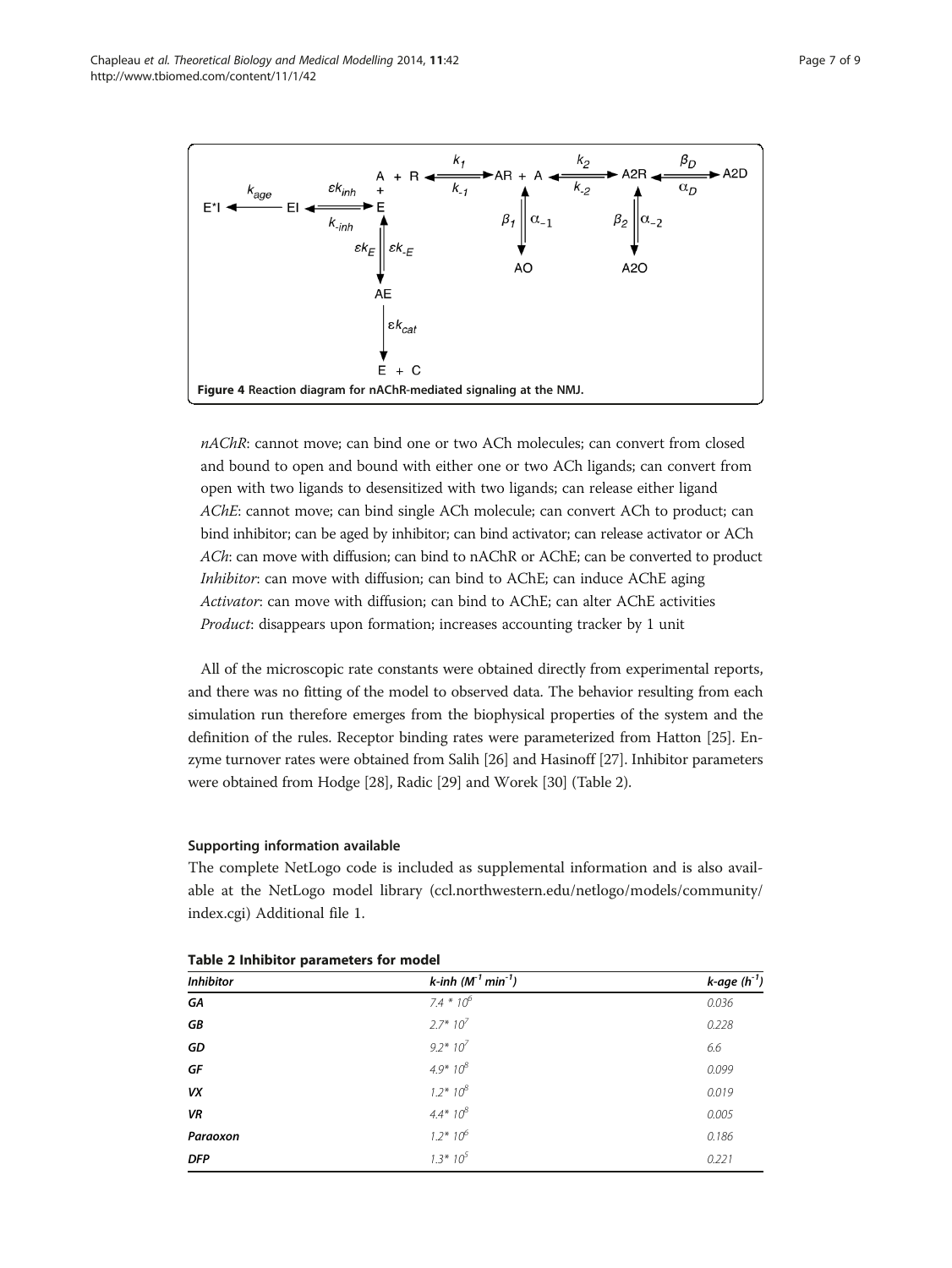Figure 4 Reaction diagram for nAChR-mediated signaling at the NMJ.

*nAChR*: cannot move; can bind one or two ACh molecules; can convert from closed and bound to open and bound with either one or two ACh ligands; can convert from open with two ligands to desensitized with two ligands; can release either ligand
*AChE*: cannot move; can bind single ACh molecule; can convert ACh to product; can bind inhibitor; can be aged by inhibitor; can bind activator; can release activator or ACh
*ACh*: can move with diffusion; can bind to nAChR or AChE; can be converted to product
*Inhibitor*: can move with diffusion; can bind to AChE; can induce AChE aging
*Activator*: can move with diffusion; can bind to AChE; can alter AChE activities
*Product*: disappears upon formation; increases accounting tracker by 1 unit

All of the microscopic rate constants were obtained directly from experimental reports, and there was no fitting of the model to observed data. The behavior resulting from each simulation run therefore emerges from the biophysical properties of the system and the definition of the rules. Receptor binding rates were parameterized from Hatton [25]. Enzyme turnover rates were obtained from Salih [26] and Hasinoff [27]. Inhibitor parameters were obtained from Hodge [28], Radic [29] and Worek [30] (Table 2).

### Supporting information available

The complete NetLogo code is included as supplemental information and is also available at the NetLogo model library (ccl.northwestern.edu/netlogo/models/community/index.cgi) Additional file 1.

**Table 2 Inhibitor parameters for model**

| *Inhibitor* | *k-inh* ($M^{-1}$ $min^{-1}$) | *k-age* ($h^{-1}$) |
|---|---|---|
| **GA** | $7.4 * 10^6$ | 0.036 |
| **GB** | $2.7 * 10^7$ | 0.228 |
| **GD** | $9.2 * 10^7$ | 6.6 |
| **GF** | $4.9 * 10^8$ | 0.099 |
| **VX** | $1.2 * 10^8$ | 0.019 |
| **VR** | $4.4 * 10^8$ | 0.005 |
| **Paraoxon** | $1.2 * 10^6$ | 0.186 |
| **DFP** | $1.3 * 10^5$ | 0.221 |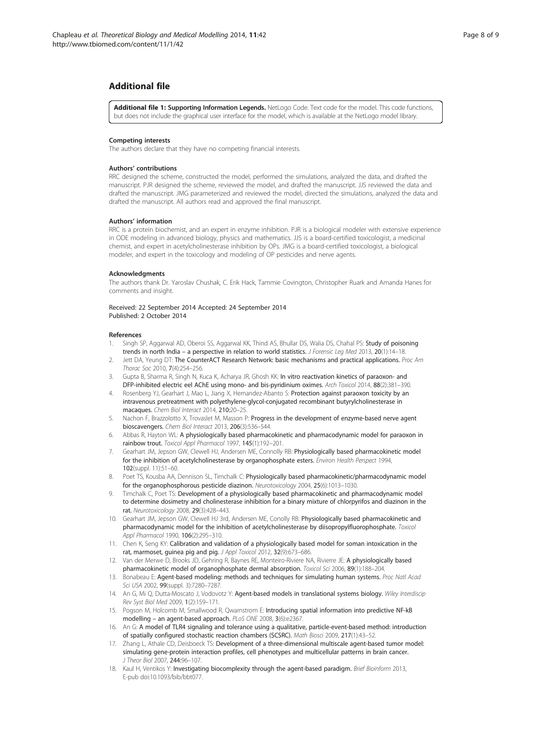## Additional file

**Additional file 1: Supporting Information Legends.** NetLogo Code. Text code for the model. This code functions, but does not include the graphical user interface for the model, which is available at the NetLogo model library.

#### Competing interests

The authors declare that they have no competing financial interests.

#### Authors' contributions

RRC designed the scheme, constructed the model, performed the simulations, analyzed the data, and drafted the manuscript. PJR designed the scheme, reviewed the model, and drafted the manuscript. JJS reviewed the data and drafted the manuscript. JMG parameterized and reviewed the model, directed the simulations, analyzed the data and drafted the manuscript. All authors read and approved the final manuscript.

#### Authors' information

RRC is a protein biochemist, and an expert in enzyme inhibition. PJR is a biological modeler with extensive experience in ODE modeling in advanced biology, physics and mathematics. JJS is a board-certified toxicologist, a medicinal chemist, and expert in acetylcholinesterase inhibition by OPs. JMG is a board-certified toxicologist, a biological modeler, and expert in the toxicology and modeling of OP pesticides and nerve agents.

#### Acknowledgments

The authors thank Dr. Yaroslav Chushak, C. Erik Hack, Tammie Covington, Christopher Ruark and Amanda Hanes for comments and insight.

Received: 22 September 2014 Accepted: 24 September 2014
Published: 2 October 2014

#### References

1. Singh SP, Aggarwal AD, Oberoi SS, Aggarwal KK, Thind AS, Bhullar DS, Walia DS, Chahal PS: **Study of poisoning trends in north India – a perspective in relation to world statistics.** *J Forensic Leg Med* 2013, **20**(1):14–18.
2. Jett DA, Yeung DT: **The CounterACT Research Network: basic mechanisms and practical applications.** *Proc Am Thorac Soc* 2010, **7**(4):254–256.
3. Gupta B, Sharma R, Singh N, Kuca K, Acharya JR, Ghosh KK: **In vitro reactivation kinetics of paraoxon- and DFP-inhibited electric eel AChE using mono- and bis-pyridinium oximes.** *Arch Toxicol* 2014, **88**(2):381–390.
4. Rosenberg YJ, Gearhart J, Mao L, Jiang X, Hernandez-Abanto S: **Protection against paraoxon toxicity by an intravenous pretreatment with polyethylene-glycol-conjugated recombinant butyrylcholinesterase in macaques.** *Chem Biol Interact* 2014, **210:**20–25.
5. Nachon F, Brazzolotto X, Trovaslet M, Masson P: **Progress in the development of enzyme-based nerve agent bioscavengers.** *Chem Biol Interact* 2013, **206**(3):536–544.
6. Abbas R, Hayton WL: **A physiologically based pharmacokinetic and pharmacodynamic model for paraoxon in rainbow trout.** *Toxicol Appl Pharmacol* 1997, **145**(1):192–201.
7. Gearhart JM, Jepson GW, Clewell HJ, Andersen ME, Connolly RB: **Physiologically based pharmacokinetic model for the inhibition of acetylcholinesterase by organophosphate esters.** *Environ Health Perspect* 1994, **102**(suppl. 11):51–60.
8. Poet TS, Kousba AA, Dennison SL, Timchalk C: **Physiologically based pharmacokinetic/pharmacodynamic model for the organophosphorous pesticide diazinon.** *Neurotoxicology* 2004, **25**(6):1013–1030.
9. Timchalk C, Poet TS: **Development of a physiologically based pharmacokinetic and pharmacodynamic model to determine dosimetry and cholinesterase inhibition for a binary mixture of chlorpyrifos and diazinon in the rat.** *Neurotoxicology* 2008, **29**(3):428–443.
10. Gearhart JM, Jepson GW, Clewell HJ 3rd, Andersen ME, Conolly RB: **Physiologically based pharmacokinetic and pharmacodynamic model for the inhibition of acetylcholinesterase by diisopropylfluorophosphate.** *Toxicol Appl Pharmacol* 1990, **106**(2):295–310.
11. Chen K, Seng KY: **Calibration and validation of a physiologically based model for soman intoxication in the rat, marmoset, guinea pig and pig.** *J Appl Toxicol* 2012, **32**(9):673–686.
12. Van der Merwe D, Brooks JD, Gehring R, Baynes RE, Monteiro-Riviere NA, Rivierre JE: **A physiologically based pharmacokinetic model of organophosphate dermal absorption.** *Toxicol Sci* 2006, **89**(1):188–204.
13. Bonabeau E: **Agent-based modeling: methods and techniques for simulating human systems.** *Proc Natl Acad Sci USA* 2002, **99**(suppl. 3):7280–7287.
14. An G, Mi Q, Dutta-Moscato J, Vodovotz Y: **Agent-based models in translational systems biology.** *Wiley Interdiscip Rev Syst Biol Med* 2009, **1**(2):159–171.
15. Pogson M, Holcomb M, Smallwood R, Qwarnstrom E: **Introducing spatial information into predictive NF-kB modelling – an agent-based approach.** *PLoS ONE* 2008, **3**(6):e2367.
16. An G: **A model of TLR4 signaling and tolerance using a qualitative, particle-event-based method: introduction of spatially configured stochastic reaction chambers (SCSRC).** *Math Biosci* 2009, **217**(1):43–52.
17. Zhang L, Athale CD, Deisboeck TS: **Development of a three-dimensional multiscale agent-based tumor model: simulating gene-protein interaction profiles, cell phenotypes and multicellular patterns in brain cancer.** *J Theor Biol* 2007, **244:**96–107.
18. Kaul H, Ventikos Y: **Investigating biocomplexity through the agent-based paradigm.** *Brief Bioinform* 2013, E-pub doi:10.1093/bib/bbt077.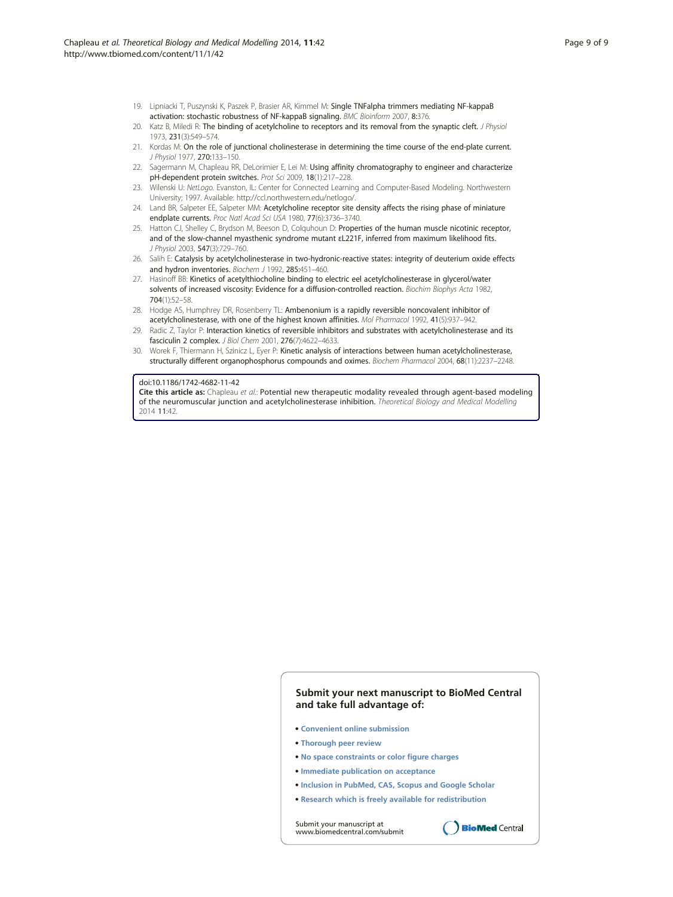19. Lipniacki T, Puszynski K, Paszek P, Brasier AR, Kimmel M: **Single TNFalpha trimmers mediating NF-kappaB activation: stochastic robustness of NF-kappaB signaling.** *BMC Bioinform* 2007, **8**:376.
20. Katz B, Miledi R: **The binding of acetylcholine to receptors and its removal from the synaptic cleft.** *J Physiol* 1973, **231**(3):549–574.
21. Kordas M: **On the role of junctional cholinesterase in determining the time course of the end-plate current.** *J Physiol* 1977, **270**:133–150.
22. Sagermann M, Chapleau RR, DeLorimier E, Lei M: **Using affinity chromatography to engineer and characterize pH-dependent protein switches.** *Prot Sci* 2009, **18**(1):217–228.
23. Wilenski U: *NetLogo.* Evanston, IL: Center for Connected Learning and Computer-Based Modeling. Northwestern University; 1997. Available: http://ccl.northwestern.edu/netlogo/.
24. Land BR, Salpeter EE, Salpeter MM: **Acetylcholine receptor site density affects the rising phase of miniature endplate currents.** *Proc Natl Acad Sci USA* 1980, **77**(6):3736–3740.
25. Hatton CJ, Shelley C, Brydson M, Beeson D, Colquhoun D: **Properties of the human muscle nicotinic receptor, and of the slow-channel myasthenic syndrome mutant εL221F, inferred from maximum likelihood fits.** *J Physiol* 2003, **547**(3):729–760.
26. Salih E: **Catalysis by acetylcholinesterase in two-hydronic-reactive states: integrity of deuterium oxide effects and hydron inventories.** *Biochem J* 1992, **285**:451–460.
27. Hasinoff BB: **Kinetics of acetylthiocholine binding to electric eel acetylcholinesterase in glycerol/water solvents of increased viscosity: Evidence for a diffusion-controlled reaction.** *Biochim Biophys Acta* 1982, **704**(1):52–58.
28. Hodge AS, Humphrey DR, Rosenberry TL: **Ambenonium is a rapidly reversible noncovalent inhibitor of acetylcholinesterase, with one of the highest known affinities.** *Mol Pharmacol* 1992, **41**(5):937–942.
29. Radic Z, Taylor P: **Interaction kinetics of reversible inhibitors and substrates with acetylcholinesterase and its fasciculin 2 complex.** *J Biol Chem* 2001, **276**(7):4622–4633.
30. Worek F, Thiermann H, Szinicz L, Eyer P: **Kinetic analysis of interactions between human acetylcholinesterase, structurally different organophosphorus compounds and oximes.** *Biochem Pharmacol* 2004, **68**(11):2237–2248.

doi:10.1186/1742-4682-11-42

**Cite this article as:** Chapleau *et al.*: Potential new therapeutic modality revealed through agent-based modeling of the neuromuscular junction and acetylcholinesterase inhibition. *Theoretical Biology and Medical Modelling* 2014 **11**:42.

**Submit your next manuscript to BioMed Central and take full advantage of:**

- **Convenient online submission**
- **Thorough peer review**
- **No space constraints or color figure charges**
- **Immediate publication on acceptance**
- **Inclusion in PubMed, CAS, Scopus and Google Scholar**
- **Research which is freely available for redistribution**

Submit your manuscript at www.biomedcentral.com/submit

BioMed Central